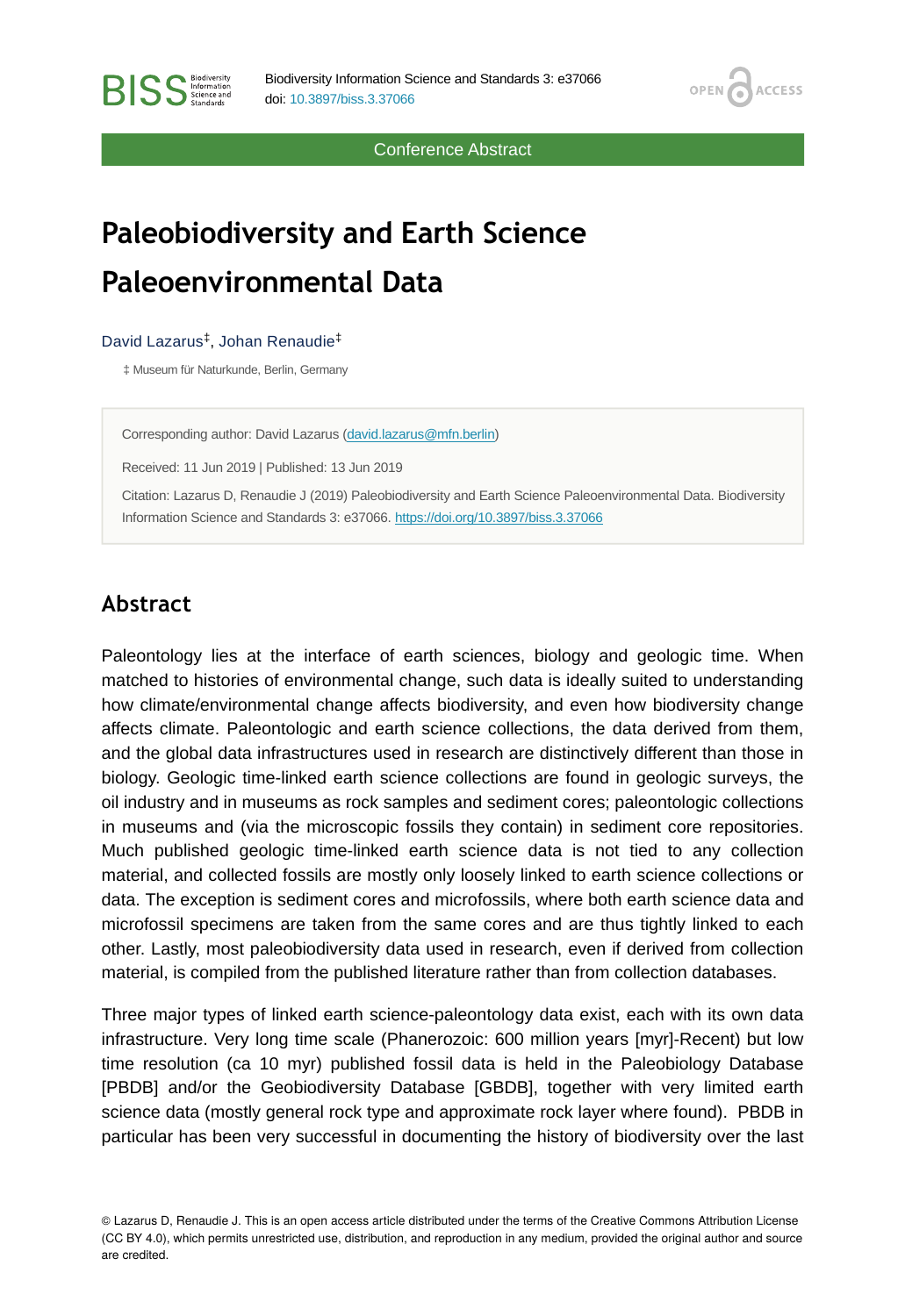Conference Abstract

# Paleobiodiversity and Earth Science Paleoenvironmental Data

David Lazarus[‡], Johan Renaudie[‡]

‡ Museum für Naturkunde, Berlin, Germany

Corresponding author: David Lazarus (david.lazarus@mfn.berlin)

Received: 11 Jun 2019 | Published: 13 Jun 2019

Citation: Lazarus D, Renaudie J (2019) Paleobiodiversity and Earth Science Paleoenvironmental Data. Biodiversity Information Science and Standards 3: e37066. https://doi.org/10.3897/biss.3.37066

## Abstract

Paleontology lies at the interface of earth sciences, biology and geologic time. When matched to histories of environmental change, such data is ideally suited to understanding how climate/environmental change affects biodiversity, and even how biodiversity change affects climate. Paleontologic and earth science collections, the data derived from them, and the global data infrastructures used in research are distinctively different than those in biology. Geologic time-linked earth science collections are found in geologic surveys, the oil industry and in museums as rock samples and sediment cores; paleontologic collections in museums and (via the microscopic fossils they contain) in sediment core repositories. Much published geologic time-linked earth science data is not tied to any collection material, and collected fossils are mostly only loosely linked to earth science collections or data. The exception is sediment cores and microfossils, where both earth science data and microfossil specimens are taken from the same cores and are thus tightly linked to each other. Lastly, most paleobiodiversity data used in research, even if derived from collection material, is compiled from the published literature rather than from collection databases.

Three major types of linked earth science-paleontology data exist, each with its own data infrastructure. Very long time scale (Phanerozoic: 600 million years [myr]-Recent) but low time resolution (ca 10 myr) published fossil data is held in the Paleobiology Database [PBDB] and/or the Geobiodiversity Database [GBDB], together with very limited earth science data (mostly general rock type and approximate rock layer where found). PBDB in particular has been very successful in documenting the history of biodiversity over the last

© Lazarus D, Renaudie J. This is an open access article distributed under the terms of the Creative Commons Attribution License (CC BY 4.0), which permits unrestricted use, distribution, and reproduction in any medium, provided the original author and source are credited.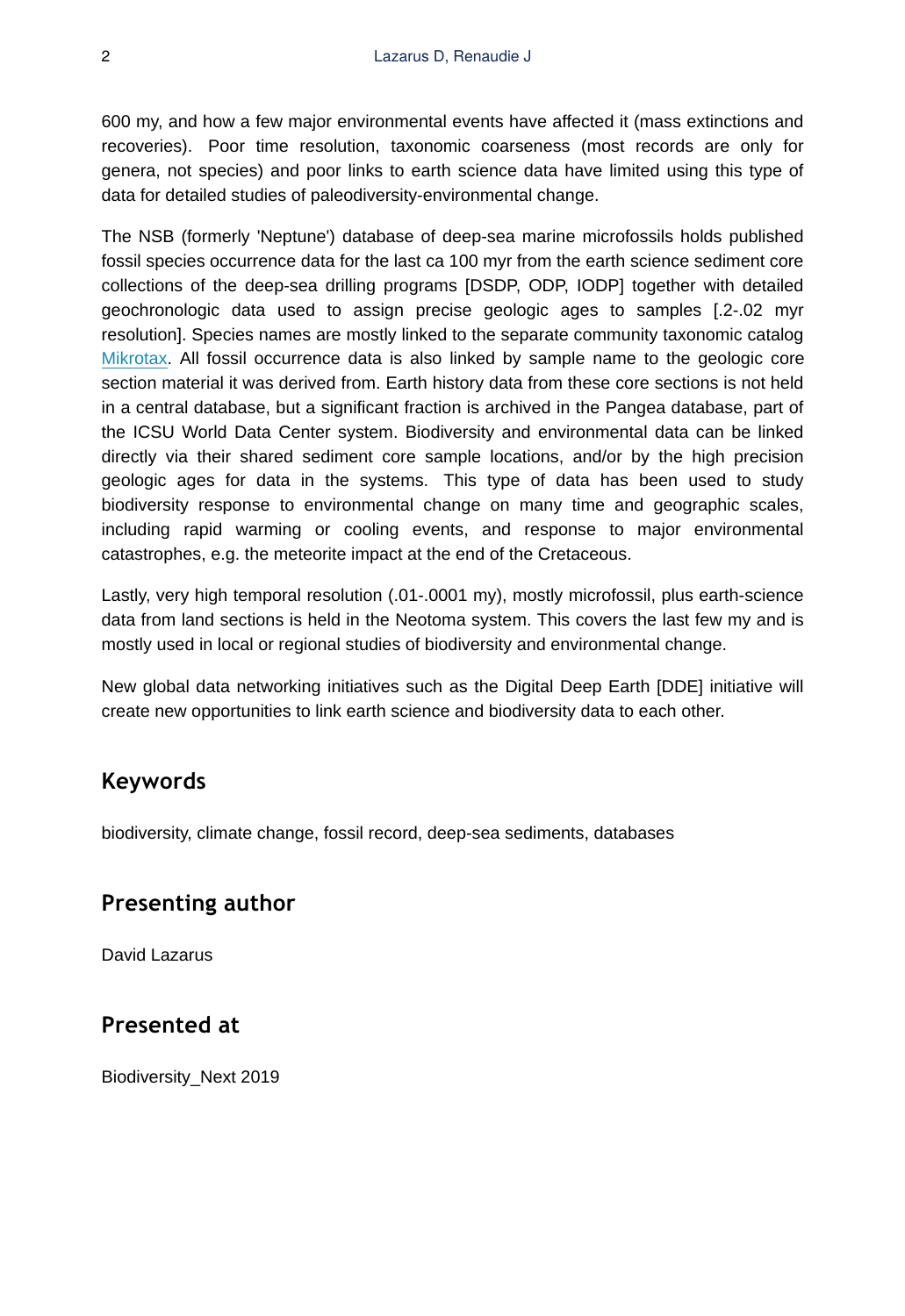600 my, and how a few major environmental events have affected it (mass extinctions and recoveries). Poor time resolution, taxonomic coarseness (most records are only for genera, not species) and poor links to earth science data have limited using this type of data for detailed studies of paleodiversity-environmental change.

The NSB (formerly 'Neptune') database of deep-sea marine microfossils holds published fossil species occurrence data for the last ca 100 myr from the earth science sediment core collections of the deep-sea drilling programs [DSDP, ODP, IODP] together with detailed geochronologic data used to assign precise geologic ages to samples [.2-.02 myr resolution]. Species names are mostly linked to the separate community taxonomic catalog Mikrotax. All fossil occurrence data is also linked by sample name to the geologic core section material it was derived from. Earth history data from these core sections is not held in a central database, but a significant fraction is archived in the Pangea database, part of the ICSU World Data Center system. Biodiversity and environmental data can be linked directly via their shared sediment core sample locations, and/or by the high precision geologic ages for data in the systems. This type of data has been used to study biodiversity response to environmental change on many time and geographic scales, including rapid warming or cooling events, and response to major environmental catastrophes, e.g. the meteorite impact at the end of the Cretaceous.

Lastly, very high temporal resolution (.01-.0001 my), mostly microfossil, plus earth-science data from land sections is held in the Neotoma system. This covers the last few my and is mostly used in local or regional studies of biodiversity and environmental change.

New global data networking initiatives such as the Digital Deep Earth [DDE] initiative will create new opportunities to link earth science and biodiversity data to each other.

## Keywords

biodiversity, climate change, fossil record, deep-sea sediments, databases

## Presenting author

David Lazarus

## Presented at

Biodiversity_Next 2019